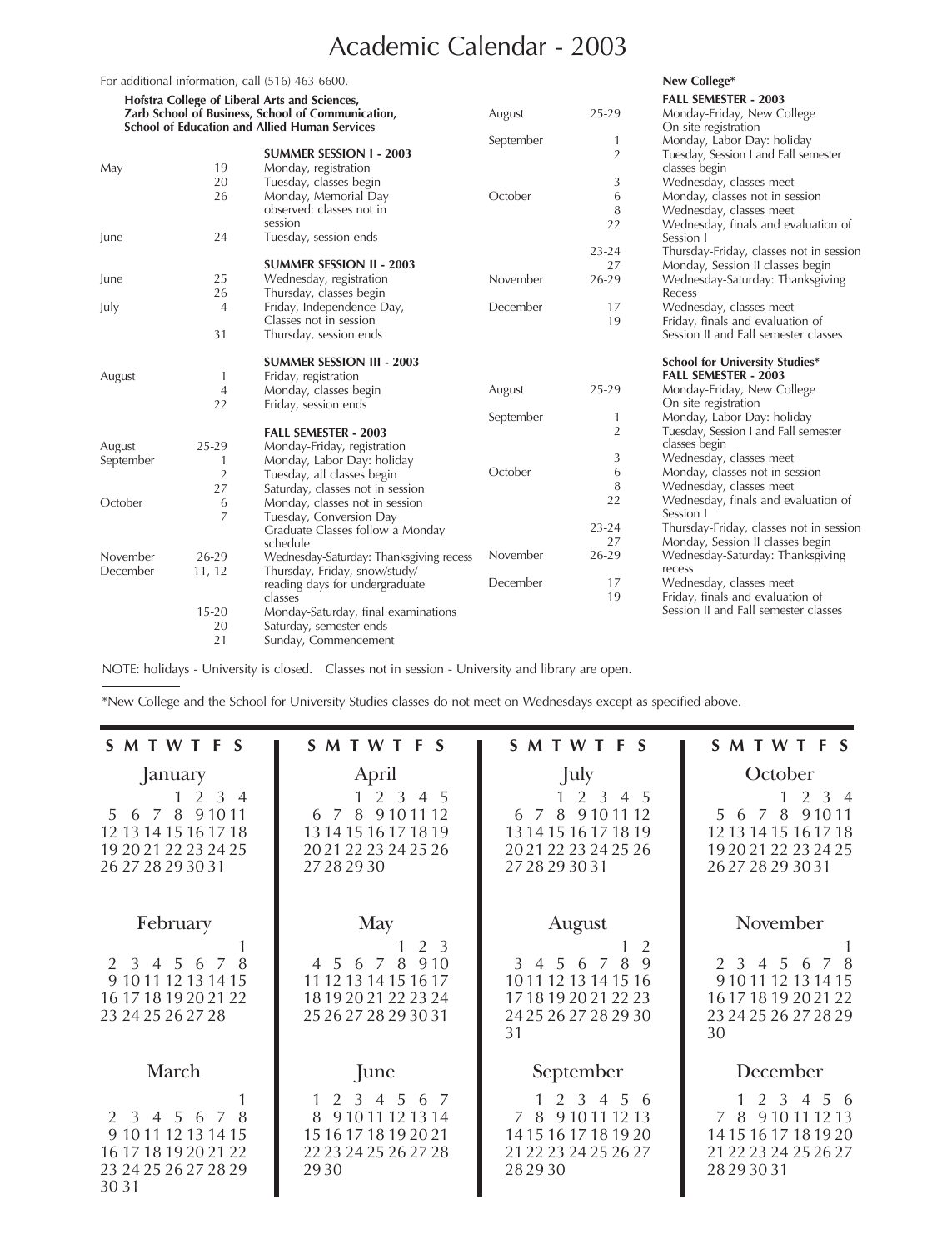# Academic Calendar - 2003

For additional information, call (516) 463-6600.

## Hofstra College of Liberal Arts and Sciences, Zarb School of Business, School of Communication, School of Education and Allied Human Services

### SUMMER SESSION I - 2003

| Month | Date | Event |
|---|---|---|
| May | 19 | Monday, registration |
| | 20 | Tuesday, classes begin |
| | 26 | Monday, Memorial Day observed: classes not in session |
| June | 24 | Tuesday, session ends |

### SUMMER SESSION II - 2003

| Month | Date | Event |
|---|---|---|
| June | 25 | Wednesday, registration |
| | 26 | Thursday, classes begin |
| July | 4 | Friday, Independence Day, Classes not in session |
| | 31 | Thursday, session ends |

### SUMMER SESSION III - 2003

| Month | Date | Event |
|---|---|---|
| August | 1 | Friday, registration |
| | 4 | Monday, classes begin |
| | 22 | Friday, session ends |

### FALL SEMESTER - 2003

| Month | Date | Event |
|---|---|---|
| August | 25-29 | Monday-Friday, registration |
| September | 1 | Monday, Labor Day: holiday |
| | 2 | Tuesday, all classes begin |
| | 27 | Saturday, classes not in session |
| October | 6 | Monday, classes not in session |
| | 7 | Tuesday, Conversion Day Graduate Classes follow a Monday schedule |
| November | 26-29 | Wednesday-Saturday: Thanksgiving recess |
| December | 11, 12 | Thursday, Friday, snow/study/ reading days for undergraduate classes |
| | 15-20 | Monday-Saturday, final examinations |
| | 20 | Saturday, semester ends |
| | 21 | Sunday, Commencement |

## New College*

### FALL SEMESTER - 2003

| Month | Date | Event |
|---|---|---|
| August | 25-29 | Monday-Friday, New College On site registration |
| September | 1 | Monday, Labor Day: holiday |
| | 2 | Tuesday, Session I and Fall semester classes begin |
| | 3 | Wednesday, classes meet |
| October | 6 | Monday, classes not in session |
| | 8 | Wednesday, classes meet |
| | 22 | Wednesday, finals and evaluation of Session I |
| | 23-24 | Thursday-Friday, classes not in session |
| | 27 | Monday, Session II classes begin |
| November | 26-29 | Wednesday-Saturday: Thanksgiving Recess |
| December | 17 | Wednesday, classes meet |
| | 19 | Friday, finals and evaluation of Session II and Fall semester classes |

## School for University Studies*

### FALL SEMESTER - 2003

| Month | Date | Event |
|---|---|---|
| August | 25-29 | Monday-Friday, New College On site registration |
| September | 1 | Monday, Labor Day: holiday |
| | 2 | Tuesday, Session I and Fall semester classes begin |
| | 3 | Wednesday, classes meet |
| October | 6 | Monday, classes not in session |
| | 8 | Wednesday, classes meet |
| | 22 | Wednesday, finals and evaluation of Session I |
| | 23-24 | Thursday-Friday, classes not in session |
| | 27 | Monday, Session II classes begin |
| November | 26-29 | Wednesday-Saturday: Thanksgiving recess |
| December | 17 | Wednesday, classes meet |
| | 19 | Friday, finals and evaluation of Session II and Fall semester classes |

NOTE: holidays - University is closed. Classes not in session - University and library are open.

*New College and the School for University Studies classes do not meet on Wednesdays except as specified above.

### January

| S | M | T | W | T | F | S |
|---|---|---|---|---|---|---|
| | | | 1 | 2 | 3 | 4 |
| 5 | 6 | 7 | 8 | 9 | 10 | 11 |
| 12 | 13 | 14 | 15 | 16 | 17 | 18 |
| 19 | 20 | 21 | 22 | 23 | 24 | 25 |
| 26 | 27 | 28 | 29 | 30 | 31 | |

### February

| S | M | T | W | T | F | S |
|---|---|---|---|---|---|---|
| | | | | | | 1 |
| 2 | 3 | 4 | 5 | 6 | 7 | 8 |
| 9 | 10 | 11 | 12 | 13 | 14 | 15 |
| 16 | 17 | 18 | 19 | 20 | 21 | 22 |
| 23 | 24 | 25 | 26 | 27 | 28 | |

### March

| S | M | T | W | T | F | S |
|---|---|---|---|---|---|---|
| | | | | | | 1 |
| 2 | 3 | 4 | 5 | 6 | 7 | 8 |
| 9 | 10 | 11 | 12 | 13 | 14 | 15 |
| 16 | 17 | 18 | 19 | 20 | 21 | 22 |
| 23 | 24 | 25 | 26 | 27 | 28 | 29 |
| 30 | 31 | | | | | |

### April

| S | M | T | W | T | F | S |
|---|---|---|---|---|---|---|
| | | 1 | 2 | 3 | 4 | 5 |
| 6 | 7 | 8 | 9 | 10 | 11 | 12 |
| 13 | 14 | 15 | 16 | 17 | 18 | 19 |
| 20 | 21 | 22 | 23 | 24 | 25 | 26 |
| 27 | 28 | 29 | 30 | | | |

### May

| S | M | T | W | T | F | S |
|---|---|---|---|---|---|---|
| | | | | 1 | 2 | 3 |
| 4 | 5 | 6 | 7 | 8 | 9 | 10 |
| 11 | 12 | 13 | 14 | 15 | 16 | 17 |
| 18 | 19 | 20 | 21 | 22 | 23 | 24 |
| 25 | 26 | 27 | 28 | 29 | 30 | 31 |

### June

| S | M | T | W | T | F | S |
|---|---|---|---|---|---|---|
| 1 | 2 | 3 | 4 | 5 | 6 | 7 |
| 8 | 9 | 10 | 11 | 12 | 13 | 14 |
| 15 | 16 | 17 | 18 | 19 | 20 | 21 |
| 22 | 23 | 24 | 25 | 26 | 27 | 28 |
| 29 | 30 | | | | | |

### July

| S | M | T | W | T | F | S |
|---|---|---|---|---|---|---|
| | | 1 | 2 | 3 | 4 | 5 |
| 6 | 7 | 8 | 9 | 10 | 11 | 12 |
| 13 | 14 | 15 | 16 | 17 | 18 | 19 |
| 20 | 21 | 22 | 23 | 24 | 25 | 26 |
| 27 | 28 | 29 | 30 | 31 | | |

### August

| S | M | T | W | T | F | S |
|---|---|---|---|---|---|---|
| | | | | | 1 | 2 |
| 3 | 4 | 5 | 6 | 7 | 8 | 9 |
| 10 | 11 | 12 | 13 | 14 | 15 | 16 |
| 17 | 18 | 19 | 20 | 21 | 22 | 23 |
| 24 | 25 | 26 | 27 | 28 | 29 | 30 |
| 31 | | | | | | |

### September

| S | M | T | W | T | F | S |
|---|---|---|---|---|---|---|
| | 1 | 2 | 3 | 4 | 5 | 6 |
| 7 | 8 | 9 | 10 | 11 | 12 | 13 |
| 14 | 15 | 16 | 17 | 18 | 19 | 20 |
| 21 | 22 | 23 | 24 | 25 | 26 | 27 |
| 28 | 29 | 30 | | | | |

### October

| S | M | T | W | T | F | S |
|---|---|---|---|---|---|---|
| | | | 1 | 2 | 3 | 4 |
| 5 | 6 | 7 | 8 | 9 | 10 | 11 |
| 12 | 13 | 14 | 15 | 16 | 17 | 18 |
| 19 | 20 | 21 | 22 | 23 | 24 | 25 |
| 26 | 27 | 28 | 29 | 30 | 31 | |

### November

| S | M | T | W | T | F | S |
|---|---|---|---|---|---|---|
| | | | | | | 1 |
| 2 | 3 | 4 | 5 | 6 | 7 | 8 |
| 9 | 10 | 11 | 12 | 13 | 14 | 15 |
| 16 | 17 | 18 | 19 | 20 | 21 | 22 |
| 23 | 24 | 25 | 26 | 27 | 28 | 29 |
| 30 | | | | | | |

### December

| S | M | T | W | T | F | S |
|---|---|---|---|---|---|---|
| | 1 | 2 | 3 | 4 | 5 | 6 |
| 7 | 8 | 9 | 10 | 11 | 12 | 13 |
| 14 | 15 | 16 | 17 | 18 | 19 | 20 |
| 21 | 22 | 23 | 24 | 25 | 26 | 27 |
| 28 | 29 | 30 | 31 | | | |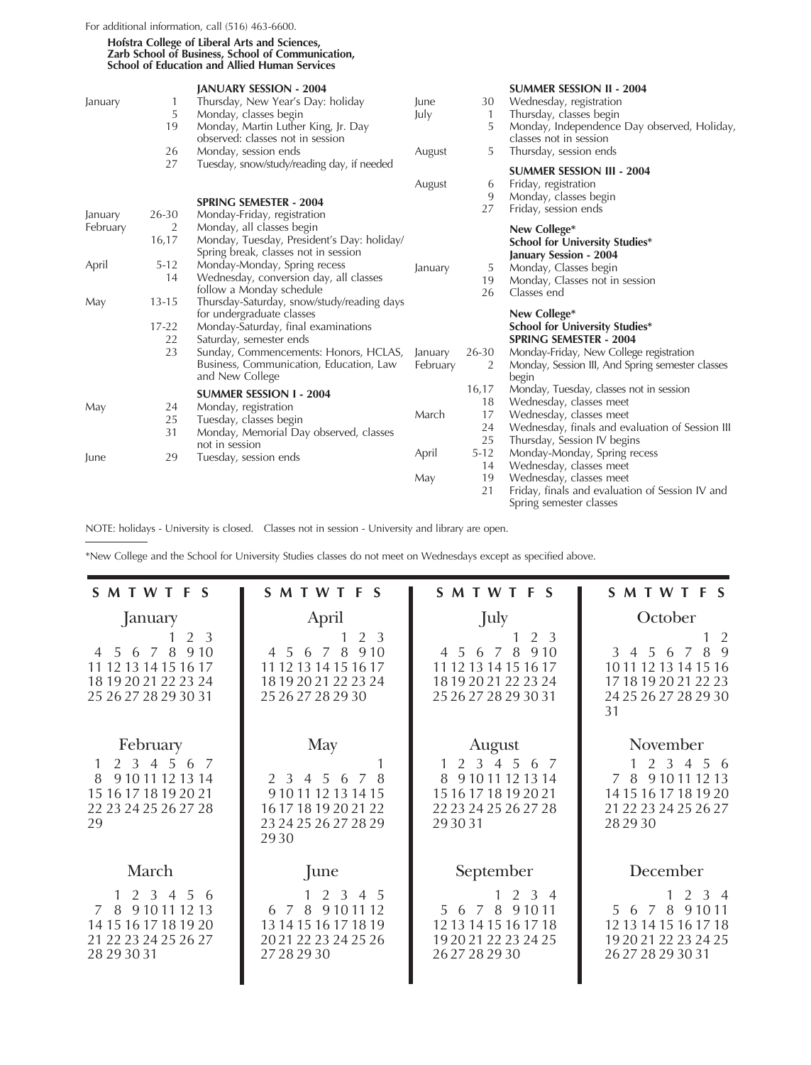For additional information, call (516) 463-6600.

**Hofstra College of Liberal Arts and Sciences, Zarb School of Business, School of Communication, School of Education and Allied Human Services**

### JANUARY SESSION - 2004

| | | |
|---|---|---|
| January | 1 | Thursday, New Year's Day: holiday |
| | 5 | Monday, classes begin |
| | 19 | Monday, Martin Luther King, Jr. Day observed: classes not in session |
| | 26 | Monday, session ends |
| | 27 | Tuesday, snow/study/reading day, if needed |

### SPRING SEMESTER - 2004

| | | |
|---|---|---|
| January | 26-30 | Monday-Friday, registration |
| February | 2 | Monday, all classes begin |
| | 16,17 | Monday, Tuesday, President's Day: holiday/ Spring break, classes not in session |
| April | 5-12 | Monday-Monday, Spring recess |
| | 14 | Wednesday, conversion day, all classes follow a Monday schedule |
| May | 13-15 | Thursday-Saturday, snow/study/reading days for undergraduate classes |
| | 17-22 | Monday-Saturday, final examinations |
| | 22 | Saturday, semester ends |
| | 23 | Sunday, Commencements: Honors, HCLAS, Business, Communication, Education, Law and New College |

### SUMMER SESSION I - 2004

| | | |
|---|---|---|
| May | 24 | Monday, registration |
| | 25 | Tuesday, classes begin |
| | 31 | Monday, Memorial Day observed, classes not in session |
| June | 29 | Tuesday, session ends |

### SUMMER SESSION II - 2004

| | | |
|---|---|---|
| June | 30 | Wednesday, registration |
| July | 1 | Thursday, classes begin |
| | 5 | Monday, Independence Day observed, Holiday, classes not in session |
| August | 5 | Thursday, session ends |

### SUMMER SESSION III - 2004

| | | |
|---|---|---|
| August | 6 | Friday, registration |
| | 9 | Monday, classes begin |
| | 27 | Friday, session ends |

### New College* School for University Studies* January Session - 2004

| | | |
|---|---|---|
| January | 5 | Monday, Classes begin |
| | 19 | Monday, Classes not in session |
| | 26 | Classes end |

### New College* School for University Studies* SPRING SEMESTER - 2004

| | | |
|---|---|---|
| January | 26-30 | Monday-Friday, New College registration |
| February | 2 | Monday, Session III, And Spring semester classes begin |
| | 16,17 | Monday, Tuesday, classes not in session |
| | 18 | Wednesday, classes meet |
| March | 17 | Wednesday, classes meet |
| | 24 | Wednesday, finals and evaluation of Session III |
| | 25 | Thursday, Session IV begins |
| April | 5-12 | Monday-Monday, Spring recess |
| | 14 | Wednesday, classes meet |
| May | 19 | Wednesday, classes meet |
| | 21 | Friday, finals and evaluation of Session IV and Spring semester classes |

NOTE: holidays - University is closed. Classes not in session - University and library are open.

*New College and the School for University Studies classes do not meet on Wednesdays except as specified above.

**January**

| S | M | T | W | T | F | S |
|---|---|---|---|---|---|---|
| | | | | 1 | 2 | 3 |
| 4 | 5 | 6 | 7 | 8 | 9 | 10 |
| 11 | 12 | 13 | 14 | 15 | 16 | 17 |
| 18 | 19 | 20 | 21 | 22 | 23 | 24 |
| 25 | 26 | 27 | 28 | 29 | 30 | 31 |

**February**

| S | M | T | W | T | F | S |
|---|---|---|---|---|---|---|
| 1 | 2 | 3 | 4 | 5 | 6 | 7 |
| 8 | 9 | 10 | 11 | 12 | 13 | 14 |
| 15 | 16 | 17 | 18 | 19 | 20 | 21 |
| 22 | 23 | 24 | 25 | 26 | 27 | 28 |
| 29 | | | | | | |

**March**

| S | M | T | W | T | F | S |
|---|---|---|---|---|---|---|
| | 1 | 2 | 3 | 4 | 5 | 6 |
| 7 | 8 | 9 | 10 | 11 | 12 | 13 |
| 14 | 15 | 16 | 17 | 18 | 19 | 20 |
| 21 | 22 | 23 | 24 | 25 | 26 | 27 |
| 28 | 29 | 30 | 31 | | | |

**April**

| S | M | T | W | T | F | S |
|---|---|---|---|---|---|---|
| | | | | 1 | 2 | 3 |
| 4 | 5 | 6 | 7 | 8 | 9 | 10 |
| 11 | 12 | 13 | 14 | 15 | 16 | 17 |
| 18 | 19 | 20 | 21 | 22 | 23 | 24 |
| 25 | 26 | 27 | 28 | 29 | 30 | |

**May**

| S | M | T | W | T | F | S |
|---|---|---|---|---|---|---|
| | | | | | | 1 |
| 2 | 3 | 4 | 5 | 6 | 7 | 8 |
| 9 | 10 | 11 | 12 | 13 | 14 | 15 |
| 16 | 17 | 18 | 19 | 20 | 21 | 22 |
| 23 | 24 | 25 | 26 | 27 | 28 | 29 |
| 29 | 30 | | | | | |

**June**

| S | M | T | W | T | F | S |
|---|---|---|---|---|---|---|
| | 1 | 2 | 3 | 4 | 5 | |
| 6 | 7 | 8 | 9 | 10 | 11 | 12 |
| 13 | 14 | 15 | 16 | 17 | 18 | 19 |
| 20 | 21 | 22 | 23 | 24 | 25 | 26 |
| 27 | 28 | 29 | 30 | | | |

**July**

| S | M | T | W | T | F | S |
|---|---|---|---|---|---|---|
| | | | | 1 | 2 | 3 |
| 4 | 5 | 6 | 7 | 8 | 9 | 10 |
| 11 | 12 | 13 | 14 | 15 | 16 | 17 |
| 18 | 19 | 20 | 21 | 22 | 23 | 24 |
| 25 | 26 | 27 | 28 | 29 | 30 | 31 |

**August**

| S | M | T | W | T | F | S |
|---|---|---|---|---|---|---|
| 1 | 2 | 3 | 4 | 5 | 6 | 7 |
| 8 | 9 | 10 | 11 | 12 | 13 | 14 |
| 15 | 16 | 17 | 18 | 19 | 20 | 21 |
| 22 | 23 | 24 | 25 | 26 | 27 | 28 |
| 29 | 30 | 31 | | | | |

**September**

| S | M | T | W | T | F | S |
|---|---|---|---|---|---|---|
| | | | 1 | 2 | 3 | 4 |
| 5 | 6 | 7 | 8 | 9 | 10 | 11 |
| 12 | 13 | 14 | 15 | 16 | 17 | 18 |
| 19 | 20 | 21 | 22 | 23 | 24 | 25 |
| 26 | 27 | 28 | 29 | 30 | | |

**October**

| S | M | T | W | T | F | S |
|---|---|---|---|---|---|---|
| | | | | | 1 | 2 |
| 3 | 4 | 5 | 6 | 7 | 8 | 9 |
| 10 | 11 | 12 | 13 | 14 | 15 | 16 |
| 17 | 18 | 19 | 20 | 21 | 22 | 23 |
| 24 | 25 | 26 | 27 | 28 | 29 | 30 |
| 31 | | | | | | |

**November**

| S | M | T | W | T | F | S |
|---|---|---|---|---|---|---|
| | 1 | 2 | 3 | 4 | 5 | 6 |
| 7 | 8 | 9 | 10 | 11 | 12 | 13 |
| 14 | 15 | 16 | 17 | 18 | 19 | 20 |
| 21 | 22 | 23 | 24 | 25 | 26 | 27 |
| 28 | 29 | 30 | | | | |

**December**

| S | M | T | W | T | F | S |
|---|---|---|---|---|---|---|
| | | | 1 | 2 | 3 | 4 |
| 5 | 6 | 7 | 8 | 9 | 10 | 11 |
| 12 | 13 | 14 | 15 | 16 | 17 | 18 |
| 19 | 20 | 21 | 22 | 23 | 24 | 25 |
| 26 | 27 | 28 | 29 | 30 | 31 | |